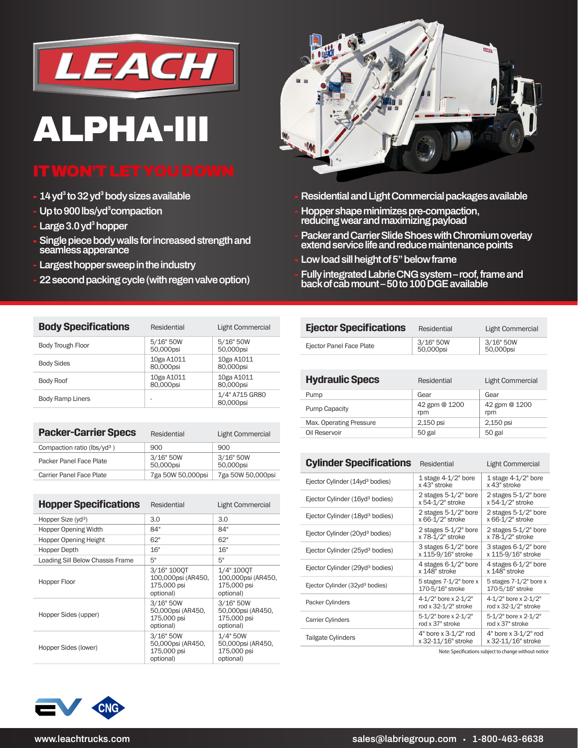# LEACH

# ALPHA-III

## IT WON'T LET YOU DOWN

- 14 yd³ to 32 yd³ body sizes available
- Up to 900 lbs/yd³ compaction
- Large 3.0 yd³ hopper
- Single piece body walls for increased strength and seamless apperance
- Largest hopper sweep in the industry
- 22 second packing cycle (with regen valve option)
- Residential and Light Commercial packages available
- Hopper shape minimizes pre-compaction, reducing wear and maximizing payload
- Packer and Carrier Slide Shoes with Chromium overlay extend service life and reduce maintenance points
- Low load sill height of 5" below frame
- Fully integrated Labrie CNG system – roof, frame and back of cab mount – 50 to 100 DGE available

| Body Specifications | Residential | Light Commercial |
|---|---|---|
| Body Trough Floor | 5/16" 50W 50,000psi | 5/16" 50W 50,000psi |
| Body Sides | 10ga A1011 80,000psi | 10ga A1011 80,000psi |
| Body Roof | 10ga A1011 80,000psi | 10ga A1011 80,000psi |
| Body Ramp Liners | - | 1/4" A715 GR80 80,000psi |

| Packer-Carrier Specs | Residential | Light Commercial |
|---|---|---|
| Compaction ratio (lbs/yd³ ) | 900 | 900 |
| Packer Panel Face Plate | 3/16" 50W 50,000psi | 3/16" 50W 50,000psi |
| Carrier Panel Face Plate | 7ga 50W 50,000psi | 7ga 50W 50,000psi |

| Hopper Specifications | Residential | Light Commercial |
|---|---|---|
| Hopper Size (yd³) | 3.0 | 3.0 |
| Hopper Opening Width | 84" | 84" |
| Hopper Opening Height | 62" | 62" |
| Hopper Depth | 16" | 16" |
| Loading Sill Below Chassis Frame | 5" | 5" |
| Hopper Floor | 3/16" 100QT 100,000psi (AR450, 175,000 psi optional) | 1/4" 100QT 100,000psi (AR450, 175,000 psi optional) |
| Hopper Sides (upper) | 3/16" 50W 50,000psi (AR450, 175,000 psi optional) | 3/16" 50W 50,000psi (AR450, 175,000 psi optional) |
| Hopper Sides (lower) | 3/16" 50W 50,000psi (AR450, 175,000 psi optional) | 1/4" 50W 50,000psi (AR450, 175,000 psi optional) |

| Ejector Specifications | Residential | Light Commercial |
|---|---|---|
| Ejector Panel Face Plate | 3/16" 50W 50,000psi | 3/16" 50W 50,000psi |

| Hydraulic Specs | Residential | Light Commercial |
|---|---|---|
| Pump | Gear | Gear |
| Pump Capacity | 42 gpm @ 1200 rpm | 42 gpm @ 1200 rpm |
| Max. Operating Pressure | 2,150 psi | 2,150 psi |
| Oil Reservoir | 50 gal | 50 gal |

| Cylinder Specifications | Residential | Light Commercial |
|---|---|---|
| Ejector Cylinder (14yd³ bodies) | 1 stage 4-1/2" bore x 43" stroke | 1 stage 4-1/2" bore x 43" stroke |
| Ejector Cylinder (16yd³ bodies) | 2 stages 5-1/2" bore x 54-1/2" stroke | 2 stages 5-1/2" bore x 54-1/2" stroke |
| Ejector Cylinder (18yd³ bodies) | 2 stages 5-1/2" bore x 66-1/2" stroke | 2 stages 5-1/2" bore x 66-1/2" stroke |
| Ejector Cylinder (20yd³ bodies) | 2 stages 5-1/2" bore x 78-1/2" stroke | 2 stages 5-1/2" bore x 78-1/2" stroke |
| Ejector Cylinder (25yd³ bodies) | 3 stages 6-1/2" bore x 115-9/16" stroke | 3 stages 6-1/2" bore x 115-9/16" stroke |
| Ejector Cylinder (29yd³ bodies) | 4 stages 6-1/2" bore x 148" stroke | 4 stages 6-1/2" bore x 148" stroke |
| Ejector Cylinder (32yd³ bodies) | 5 stages 7-1/2" bore x 170-5/16" stroke | 5 stages 7-1/2" bore x 170-5/16" stroke |
| Packer Cylinders | 4-1/2" bore x 2-1/2" rod x 32-1/2" stroke | 4-1/2" bore x 2-1/2" rod x 32-1/2" stroke |
| Carrier Cylinders | 5-1/2" bore x 2-1/2" rod x 37" stroke | 5-1/2" bore x 2-1/2" rod x 37" stroke |
| Tailgate Cylinders | 4" bore x 3-1/2" rod x 32-11/16" stroke | 4" bore x 3-1/2" rod x 32-11/16" stroke |

Note: Specifications subject to change without notice

EV CNG

www.leachtrucks.com

sales@labriegroup.com • 1-800-463-6638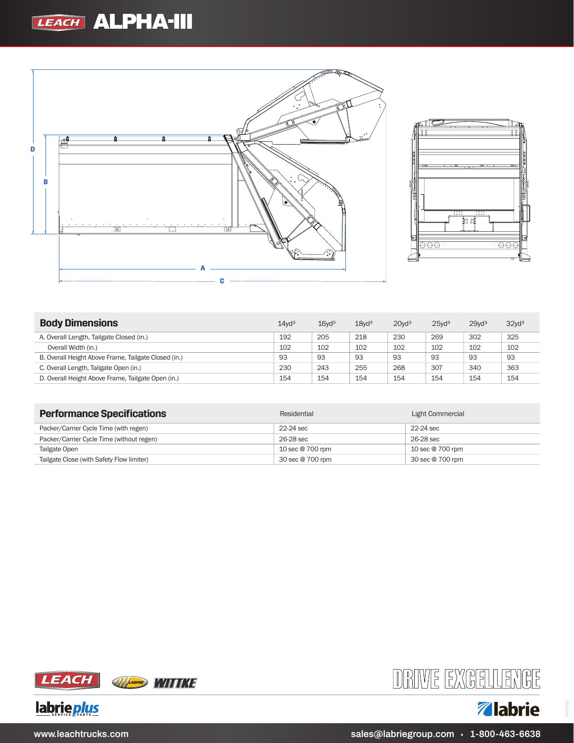# LEACH ALPHA-III

A
B
C
D

| Body Dimensions | $14yd^3$ | $16yd^3$ | $18yd^3$ | $20yd^3$ | $25yd^3$ | $29yd^3$ | $32yd^3$ |
|---|---|---|---|---|---|---|---|
| A. Overall Length, Tailgate Closed (in.) | 192 | 205 | 218 | 230 | 269 | 302 | 325 |
| Overall Width (in.) | 102 | 102 | 102 | 102 | 102 | 102 | 102 |
| B. Overall Height Above Frame, Tailgate Closed (in.) | 93 | 93 | 93 | 93 | 93 | 93 | 93 |
| C. Overall Length, Tailgate Open (in.) | 230 | 243 | 255 | 268 | 307 | 340 | 363 |
| D. Overall Height Above Frame, Tailgate Open (in.) | 154 | 154 | 154 | 154 | 154 | 154 | 154 |

| Performance Specifications | Residential | Light Commercial |
|---|---|---|
| Packer/Carrier Cycle Time (with regen) | 22-24 sec | 22-24 sec |
| Packer/Carrier Cycle Time (without regen) | 26-28 sec | 26-28 sec |
| Tailgate Open | 10 sec @ 700 rpm | 10 sec @ 700 rpm |
| Tailgate Close (with Safety Flow limiter) | 30 sec @ 700 rpm | 30 sec @ 700 rpm |

LEACH · LABRIE · WITTKE

labrieplus SERVICE PARTS

DRIVE EXCELLENCE

labrie

www.leachtrucks.com

sales@labriegroup.com • 1-800-463-6638